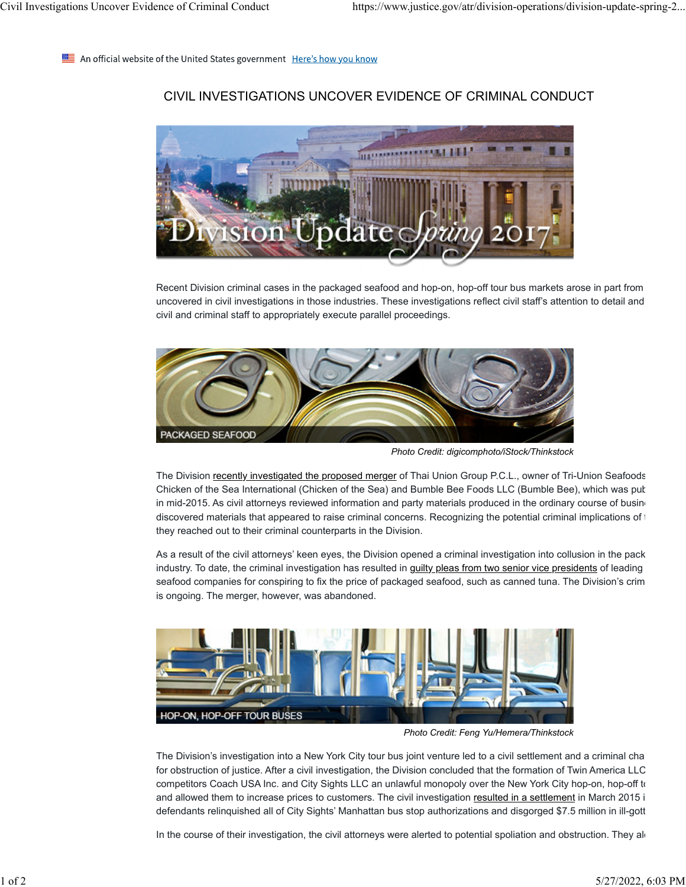An official website of the United States government Here's how you know

# CIVIL INVESTIGATIONS UNCOVER EVIDENCE OF CRIMINAL CONDUCT

Division Update Spring 2017

Recent Division criminal cases in the packaged seafood and hop-on, hop-off tour bus markets arose in part from uncovered in civil investigations in those industries. These investigations reflect civil staff's attention to detail and civil and criminal staff to appropriately execute parallel proceedings.

PACKAGED SEAFOOD

*Photo Credit: digicomphoto/iStock/Thinkstock*

The Division recently investigated the proposed merger of Thai Union Group P.C.L., owner of Tri-Union Seafoods Chicken of the Sea International (Chicken of the Sea) and Bumble Bee Foods LLC (Bumble Bee), which was pub in mid-2015. As civil attorneys reviewed information and party materials produced in the ordinary course of busin discovered materials that appeared to raise criminal concerns. Recognizing the potential criminal implications of they reached out to their criminal counterparts in the Division.

As a result of the civil attorneys' keen eyes, the Division opened a criminal investigation into collusion in the pack industry. To date, the criminal investigation has resulted in guilty pleas from two senior vice presidents of leading seafood companies for conspiring to fix the price of packaged seafood, such as canned tuna. The Division's crim is ongoing. The merger, however, was abandoned.

HOP-ON, HOP-OFF TOUR BUSES

*Photo Credit: Feng Yu/Hemera/Thinkstock*

The Division's investigation into a New York City tour bus joint venture led to a civil settlement and a criminal cha for obstruction of justice. After a civil investigation, the Division concluded that the formation of Twin America LLC competitors Coach USA Inc. and City Sights LLC an unlawful monopoly over the New York City hop-on, hop-off t and allowed them to increase prices to customers. The civil investigation resulted in a settlement in March 2015 i defendants relinquished all of City Sights' Manhattan bus stop authorizations and disgorged $7.5 million in ill-gott

In the course of their investigation, the civil attorneys were alerted to potential spoliation and obstruction. They al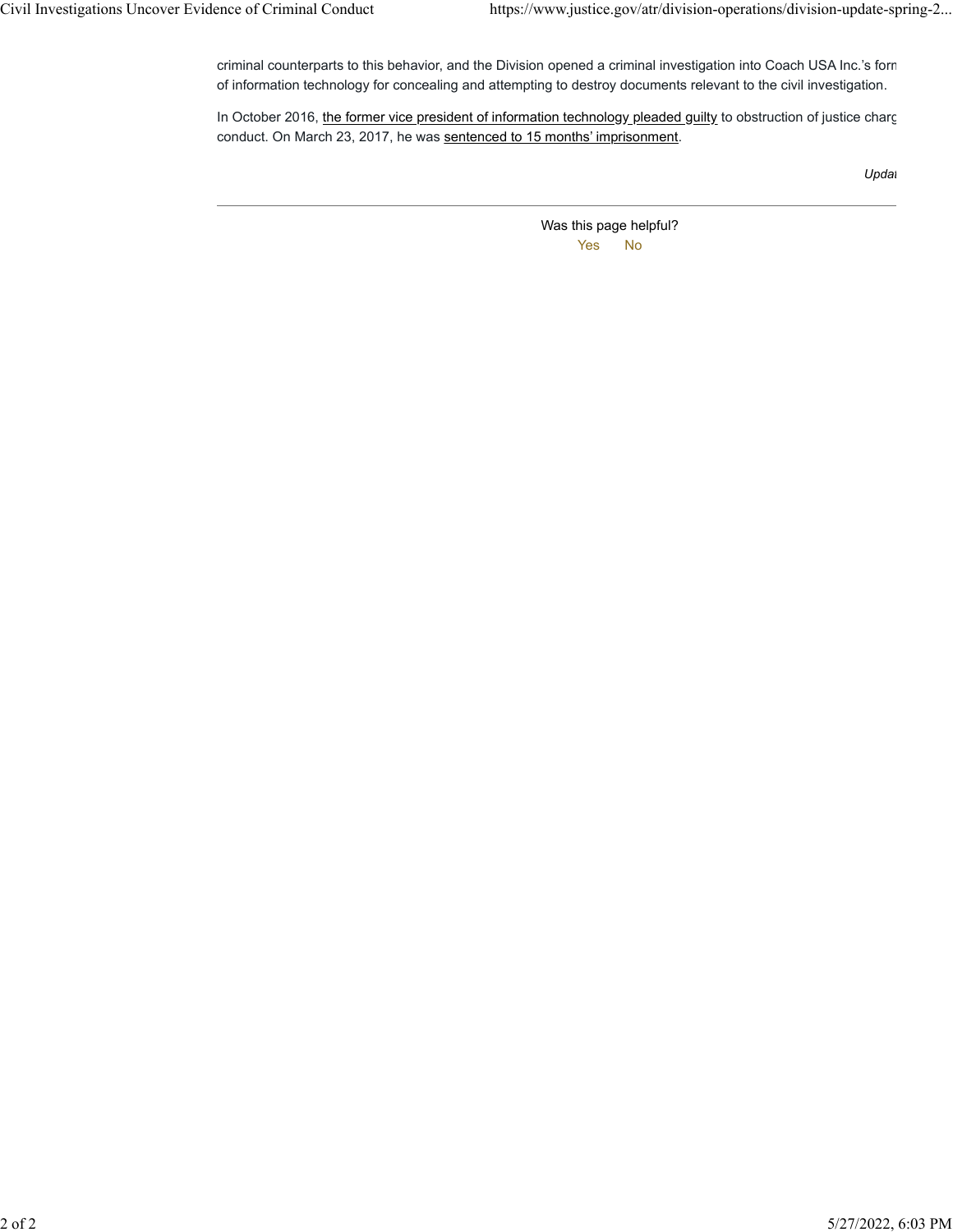criminal counterparts to this behavior, and the Division opened a criminal investigation into Coach USA Inc.'s form of information technology for concealing and attempting to destroy documents relevant to the civil investigation.

In October 2016, the former vice president of information technology pleaded guilty to obstruction of justice charg conduct. On March 23, 2017, he was sentenced to 15 months' imprisonment.

*Updat*

---

Was this page helpful?

Yes No